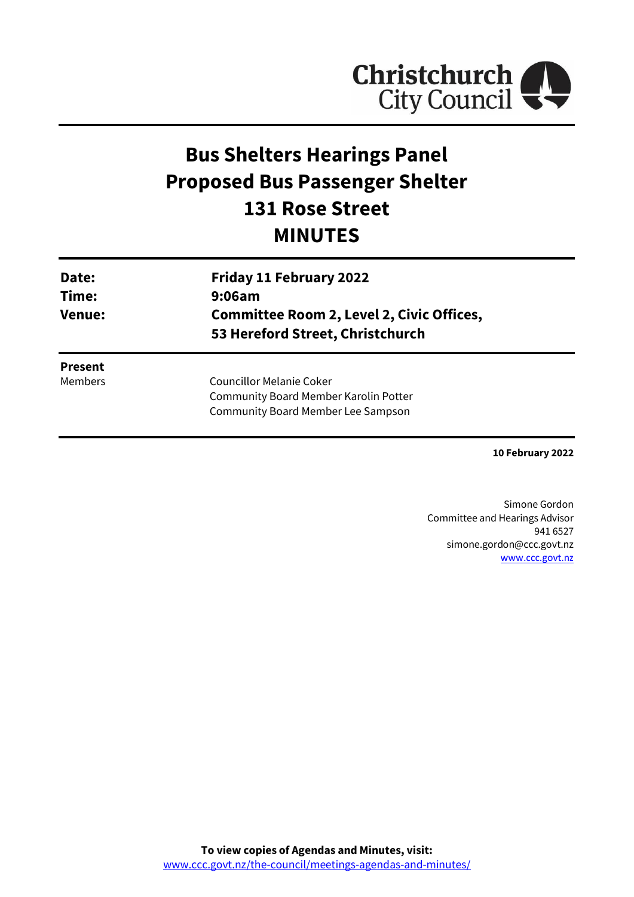# Bus Shelters Hearings Panel
# Proposed Bus Passenger Shelter
# 131 Rose Street
# MINUTES

| | |
|---|---|
| **Date:** | **Friday 11 February 2022** |
| **Time:** | **9:06am** |
| **Venue:** | **Committee Room 2, Level 2, Civic Offices, 53 Hereford Street, Christchurch** |

**Present**

Members

Councillor Melanie Coker
Community Board Member Karolin Potter
Community Board Member Lee Sampson

**10 February 2022**

Simone Gordon
Committee and Hearings Advisor
941 6527
simone.gordon@ccc.govt.nz
www.ccc.govt.nz

**To view copies of Agendas and Minutes, visit:**
www.ccc.govt.nz/the-council/meetings-agendas-and-minutes/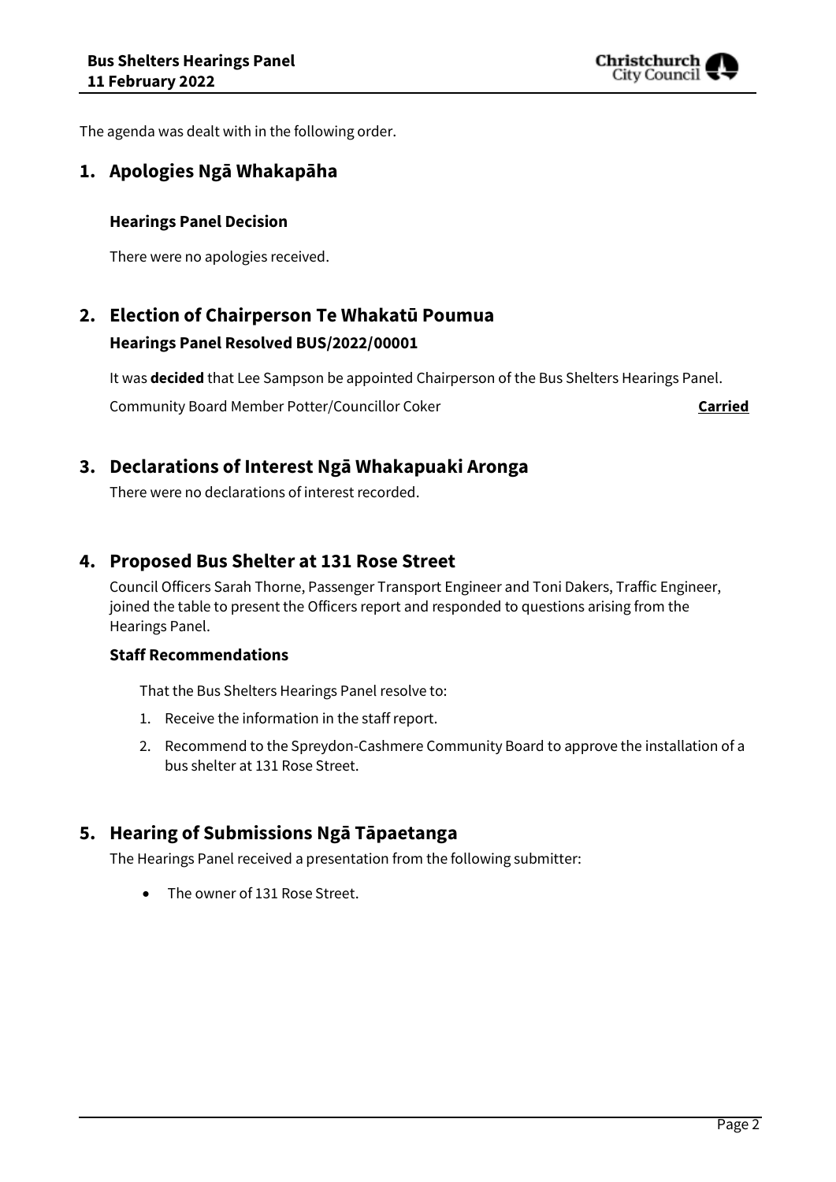The agenda was dealt with in the following order.

## 1. Apologies Ngā Whakapāha

### Hearings Panel Decision

There were no apologies received.

## 2. Election of Chairperson Te Whakatū Poumua

### Hearings Panel Resolved BUS/2022/00001

It was **decided** that Lee Sampson be appointed Chairperson of the Bus Shelters Hearings Panel.

Community Board Member Potter/Councillor Coker **Carried**

## 3. Declarations of Interest Ngā Whakapuaki Aronga

There were no declarations of interest recorded.

## 4. Proposed Bus Shelter at 131 Rose Street

Council Officers Sarah Thorne, Passenger Transport Engineer and Toni Dakers, Traffic Engineer, joined the table to present the Officers report and responded to questions arising from the Hearings Panel.

### Staff Recommendations

That the Bus Shelters Hearings Panel resolve to:

1. Receive the information in the staff report.
2. Recommend to the Spreydon-Cashmere Community Board to approve the installation of a bus shelter at 131 Rose Street.

## 5. Hearing of Submissions Ngā Tāpaetanga

The Hearings Panel received a presentation from the following submitter:

- The owner of 131 Rose Street.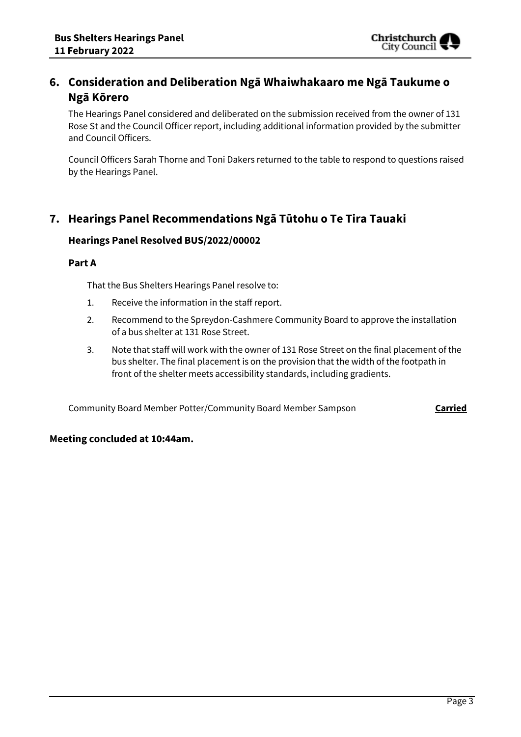## 6. Consideration and Deliberation Ngā Whaiwhakaaro me Ngā Taukume o Ngā Kōrero

The Hearings Panel considered and deliberated on the submission received from the owner of 131 Rose St and the Council Officer report, including additional information provided by the submitter and Council Officers.

Council Officers Sarah Thorne and Toni Dakers returned to the table to respond to questions raised by the Hearings Panel.

## 7. Hearings Panel Recommendations Ngā Tūtohu o Te Tira Tauaki

### Hearings Panel Resolved BUS/2022/00002

### Part A

That the Bus Shelters Hearings Panel resolve to:

1. Receive the information in the staff report.
2. Recommend to the Spreydon-Cashmere Community Board to approve the installation of a bus shelter at 131 Rose Street.
3. Note that staff will work with the owner of 131 Rose Street on the final placement of the bus shelter. The final placement is on the provision that the width of the footpath in front of the shelter meets accessibility standards, including gradients.

Community Board Member Potter/Community Board Member Sampson **Carried**

**Meeting concluded at 10:44am.**